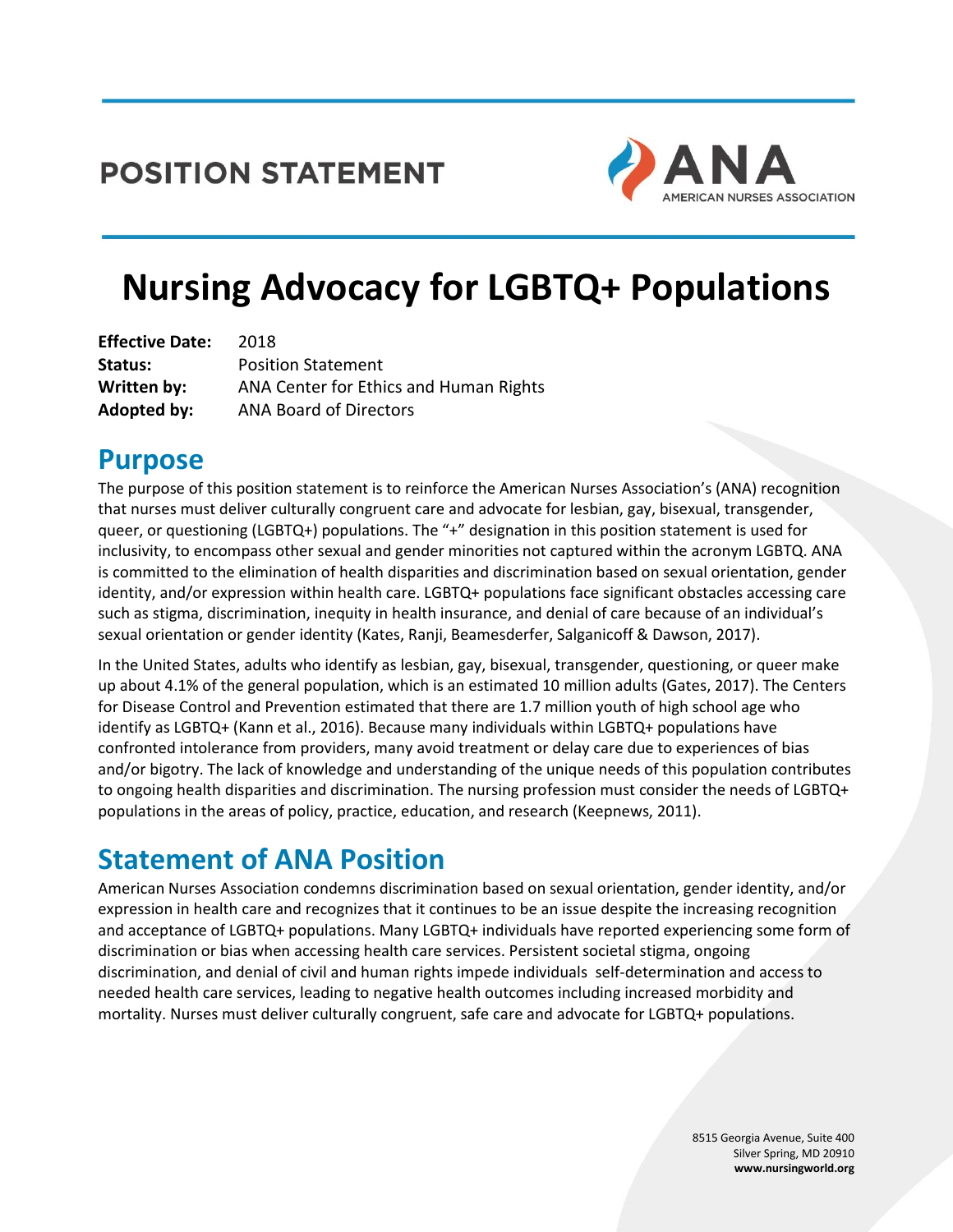# POSITION STATEMENT

ANA
AMERICAN NURSES ASSOCIATION

# Nursing Advocacy for LGBTQ+ Populations

**Effective Date:** 2018
**Status:** Position Statement
**Written by:** ANA Center for Ethics and Human Rights
**Adopted by:** ANA Board of Directors

## Purpose

The purpose of this position statement is to reinforce the American Nurses Association's (ANA) recognition that nurses must deliver culturally congruent care and advocate for lesbian, gay, bisexual, transgender, queer, or questioning (LGBTQ+) populations. The "+" designation in this position statement is used for inclusivity, to encompass other sexual and gender minorities not captured within the acronym LGBTQ. ANA is committed to the elimination of health disparities and discrimination based on sexual orientation, gender identity, and/or expression within health care. LGBTQ+ populations face significant obstacles accessing care such as stigma, discrimination, inequity in health insurance, and denial of care because of an individual's sexual orientation or gender identity (Kates, Ranji, Beamesderfer, Salganicoff & Dawson, 2017).

In the United States, adults who identify as lesbian, gay, bisexual, transgender, questioning, or queer make up about 4.1% of the general population, which is an estimated 10 million adults (Gates, 2017). The Centers for Disease Control and Prevention estimated that there are 1.7 million youth of high school age who identify as LGBTQ+ (Kann et al., 2016). Because many individuals within LGBTQ+ populations have confronted intolerance from providers, many avoid treatment or delay care due to experiences of bias and/or bigotry. The lack of knowledge and understanding of the unique needs of this population contributes to ongoing health disparities and discrimination. The nursing profession must consider the needs of LGBTQ+ populations in the areas of policy, practice, education, and research (Keepnews, 2011).

## Statement of ANA Position

American Nurses Association condemns discrimination based on sexual orientation, gender identity, and/or expression in health care and recognizes that it continues to be an issue despite the increasing recognition and acceptance of LGBTQ+ populations. Many LGBTQ+ individuals have reported experiencing some form of discrimination or bias when accessing health care services. Persistent societal stigma, ongoing discrimination, and denial of civil and human rights impede individuals self-determination and access to needed health care services, leading to negative health outcomes including increased morbidity and mortality. Nurses must deliver culturally congruent, safe care and advocate for LGBTQ+ populations.

8515 Georgia Avenue, Suite 400
Silver Spring, MD 20910
**www.nursingworld.org**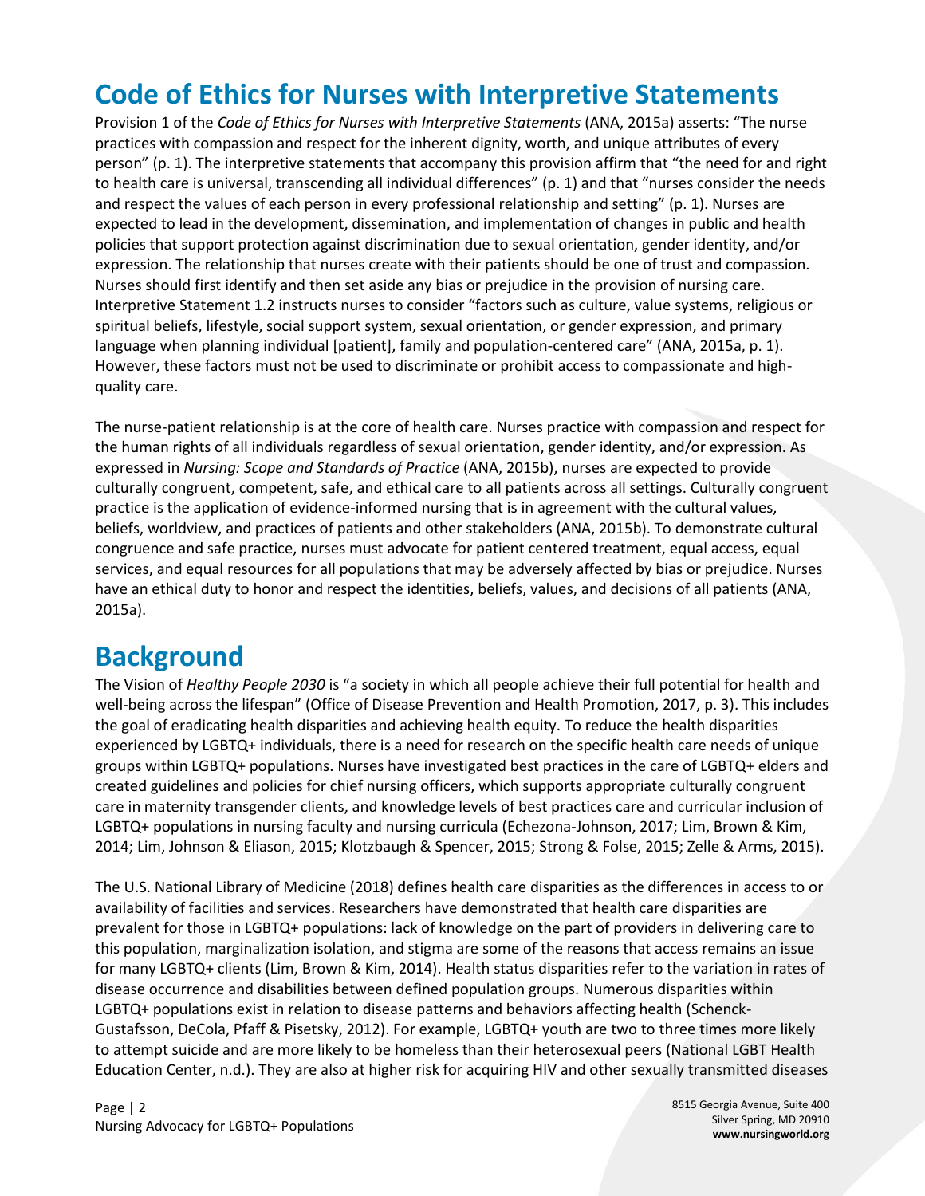## Code of Ethics for Nurses with Interpretive Statements

Provision 1 of the *Code of Ethics for Nurses with Interpretive Statements* (ANA, 2015a) asserts: "The nurse practices with compassion and respect for the inherent dignity, worth, and unique attributes of every person" (p. 1). The interpretive statements that accompany this provision affirm that "the need for and right to health care is universal, transcending all individual differences" (p. 1) and that "nurses consider the needs and respect the values of each person in every professional relationship and setting" (p. 1). Nurses are expected to lead in the development, dissemination, and implementation of changes in public and health policies that support protection against discrimination due to sexual orientation, gender identity, and/or expression. The relationship that nurses create with their patients should be one of trust and compassion. Nurses should first identify and then set aside any bias or prejudice in the provision of nursing care. Interpretive Statement 1.2 instructs nurses to consider "factors such as culture, value systems, religious or spiritual beliefs, lifestyle, social support system, sexual orientation, or gender expression, and primary language when planning individual [patient], family and population-centered care" (ANA, 2015a, p. 1). However, these factors must not be used to discriminate or prohibit access to compassionate and high-quality care.

The nurse-patient relationship is at the core of health care. Nurses practice with compassion and respect for the human rights of all individuals regardless of sexual orientation, gender identity, and/or expression. As expressed in *Nursing: Scope and Standards of Practice* (ANA, 2015b), nurses are expected to provide culturally congruent, competent, safe, and ethical care to all patients across all settings. Culturally congruent practice is the application of evidence-informed nursing that is in agreement with the cultural values, beliefs, worldview, and practices of patients and other stakeholders (ANA, 2015b). To demonstrate cultural congruence and safe practice, nurses must advocate for patient centered treatment, equal access, equal services, and equal resources for all populations that may be adversely affected by bias or prejudice. Nurses have an ethical duty to honor and respect the identities, beliefs, values, and decisions of all patients (ANA, 2015a).

## Background

The Vision of *Healthy People 2030* is "a society in which all people achieve their full potential for health and well-being across the lifespan" (Office of Disease Prevention and Health Promotion, 2017, p. 3). This includes the goal of eradicating health disparities and achieving health equity. To reduce the health disparities experienced by LGBTQ+ individuals, there is a need for research on the specific health care needs of unique groups within LGBTQ+ populations. Nurses have investigated best practices in the care of LGBTQ+ elders and created guidelines and policies for chief nursing officers, which supports appropriate culturally congruent care in maternity transgender clients, and knowledge levels of best practices care and curricular inclusion of LGBTQ+ populations in nursing faculty and nursing curricula (Echezona-Johnson, 2017; Lim, Brown & Kim, 2014; Lim, Johnson & Eliason, 2015; Klotzbaugh & Spencer, 2015; Strong & Folse, 2015; Zelle & Arms, 2015).

The U.S. National Library of Medicine (2018) defines health care disparities as the differences in access to or availability of facilities and services. Researchers have demonstrated that health care disparities are prevalent for those in LGBTQ+ populations: lack of knowledge on the part of providers in delivering care to this population, marginalization isolation, and stigma are some of the reasons that access remains an issue for many LGBTQ+ clients (Lim, Brown & Kim, 2014). Health status disparities refer to the variation in rates of disease occurrence and disabilities between defined population groups. Numerous disparities within LGBTQ+ populations exist in relation to disease patterns and behaviors affecting health (Schenck-Gustafsson, DeCola, Pfaff & Pisetsky, 2012). For example, LGBTQ+ youth are two to three times more likely to attempt suicide and are more likely to be homeless than their heterosexual peers (National LGBT Health Education Center, n.d.). They are also at higher risk for acquiring HIV and other sexually transmitted diseases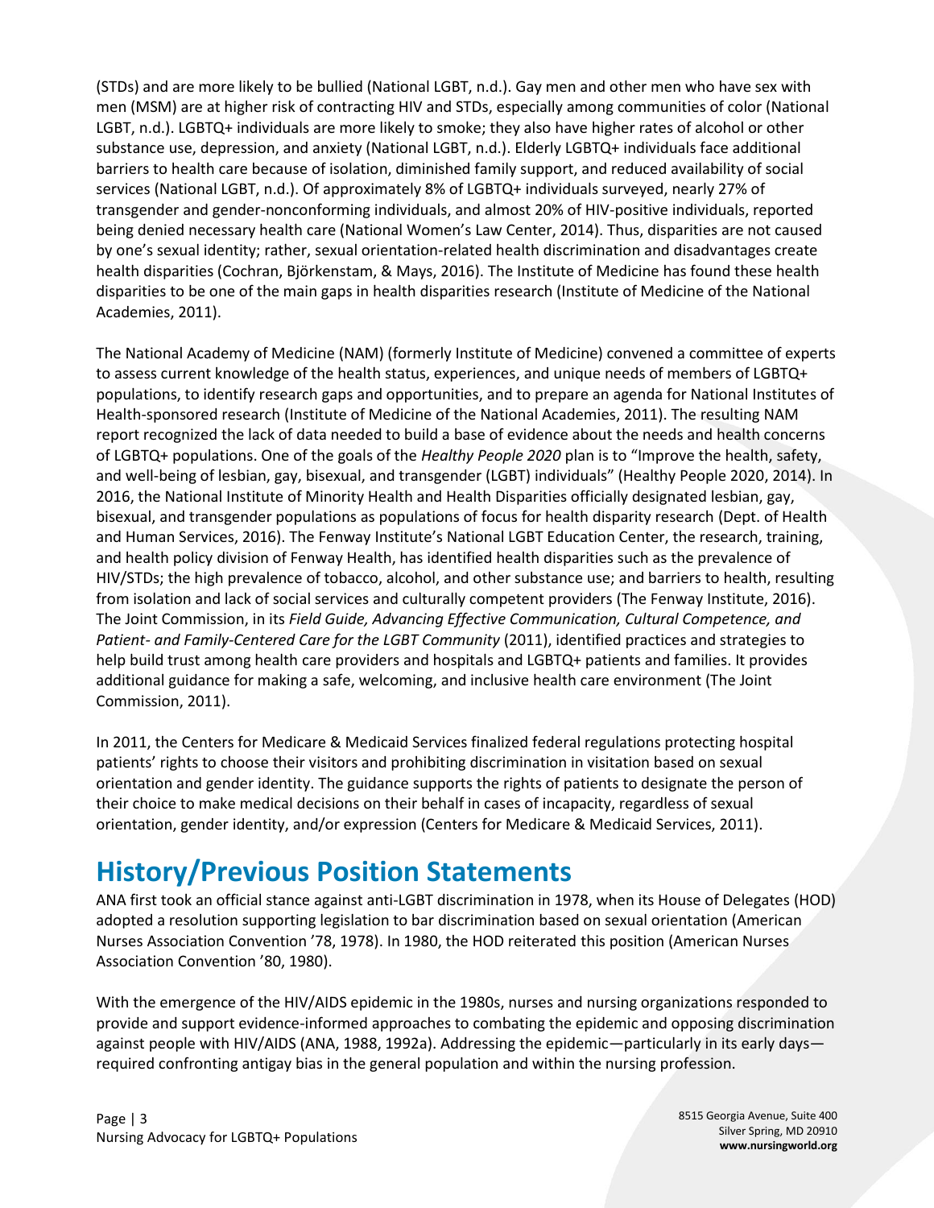(STDs) and are more likely to be bullied (National LGBT, n.d.). Gay men and other men who have sex with men (MSM) are at higher risk of contracting HIV and STDs, especially among communities of color (National LGBT, n.d.). LGBTQ+ individuals are more likely to smoke; they also have higher rates of alcohol or other substance use, depression, and anxiety (National LGBT, n.d.). Elderly LGBTQ+ individuals face additional barriers to health care because of isolation, diminished family support, and reduced availability of social services (National LGBT, n.d.). Of approximately 8% of LGBTQ+ individuals surveyed, nearly 27% of transgender and gender-nonconforming individuals, and almost 20% of HIV-positive individuals, reported being denied necessary health care (National Women's Law Center, 2014). Thus, disparities are not caused by one's sexual identity; rather, sexual orientation-related health discrimination and disadvantages create health disparities (Cochran, Björkenstam, & Mays, 2016). The Institute of Medicine has found these health disparities to be one of the main gaps in health disparities research (Institute of Medicine of the National Academies, 2011).

The National Academy of Medicine (NAM) (formerly Institute of Medicine) convened a committee of experts to assess current knowledge of the health status, experiences, and unique needs of members of LGBTQ+ populations, to identify research gaps and opportunities, and to prepare an agenda for National Institutes of Health-sponsored research (Institute of Medicine of the National Academies, 2011). The resulting NAM report recognized the lack of data needed to build a base of evidence about the needs and health concerns of LGBTQ+ populations. One of the goals of the *Healthy People 2020* plan is to "Improve the health, safety, and well-being of lesbian, gay, bisexual, and transgender (LGBT) individuals" (Healthy People 2020, 2014). In 2016, the National Institute of Minority Health and Health Disparities officially designated lesbian, gay, bisexual, and transgender populations as populations of focus for health disparity research (Dept. of Health and Human Services, 2016). The Fenway Institute's National LGBT Education Center, the research, training, and health policy division of Fenway Health, has identified health disparities such as the prevalence of HIV/STDs; the high prevalence of tobacco, alcohol, and other substance use; and barriers to health, resulting from isolation and lack of social services and culturally competent providers (The Fenway Institute, 2016). The Joint Commission, in its *Field Guide, Advancing Effective Communication, Cultural Competence, and Patient- and Family-Centered Care for the LGBT Community* (2011), identified practices and strategies to help build trust among health care providers and hospitals and LGBTQ+ patients and families. It provides additional guidance for making a safe, welcoming, and inclusive health care environment (The Joint Commission, 2011).

In 2011, the Centers for Medicare & Medicaid Services finalized federal regulations protecting hospital patients' rights to choose their visitors and prohibiting discrimination in visitation based on sexual orientation and gender identity. The guidance supports the rights of patients to designate the person of their choice to make medical decisions on their behalf in cases of incapacity, regardless of sexual orientation, gender identity, and/or expression (Centers for Medicare & Medicaid Services, 2011).

# History/Previous Position Statements

ANA first took an official stance against anti-LGBT discrimination in 1978, when its House of Delegates (HOD) adopted a resolution supporting legislation to bar discrimination based on sexual orientation (American Nurses Association Convention '78, 1978). In 1980, the HOD reiterated this position (American Nurses Association Convention '80, 1980).

With the emergence of the HIV/AIDS epidemic in the 1980s, nurses and nursing organizations responded to provide and support evidence-informed approaches to combating the epidemic and opposing discrimination against people with HIV/AIDS (ANA, 1988, 1992a). Addressing the epidemic—particularly in its early days—required confronting antigay bias in the general population and within the nursing profession.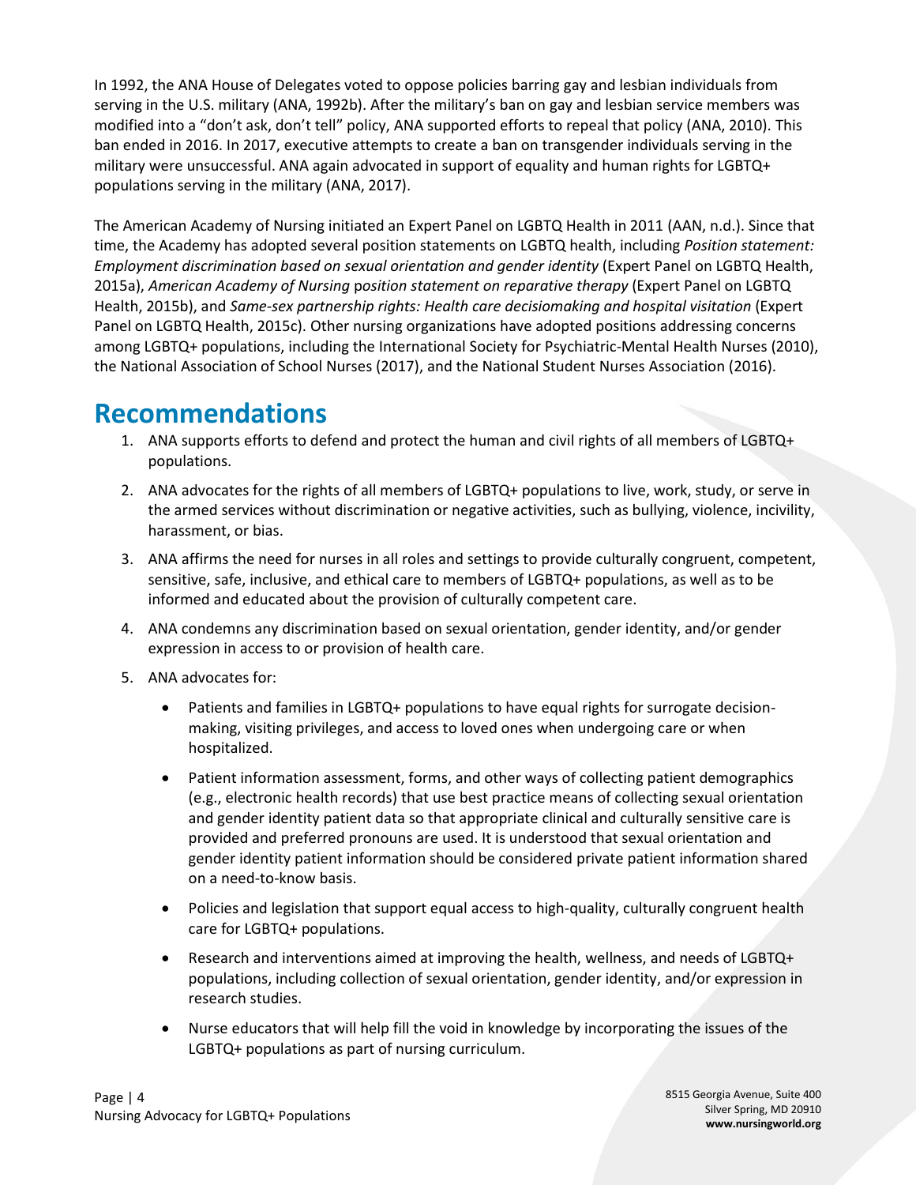In 1992, the ANA House of Delegates voted to oppose policies barring gay and lesbian individuals from serving in the U.S. military (ANA, 1992b). After the military's ban on gay and lesbian service members was modified into a "don't ask, don't tell" policy, ANA supported efforts to repeal that policy (ANA, 2010). This ban ended in 2016. In 2017, executive attempts to create a ban on transgender individuals serving in the military were unsuccessful. ANA again advocated in support of equality and human rights for LGBTQ+ populations serving in the military (ANA, 2017).

The American Academy of Nursing initiated an Expert Panel on LGBTQ Health in 2011 (AAN, n.d.). Since that time, the Academy has adopted several position statements on LGBTQ health, including *Position statement: Employment discrimination based on sexual orientation and gender identity* (Expert Panel on LGBTQ Health, 2015a), *American Academy of Nursing position statement on reparative therapy* (Expert Panel on LGBTQ Health, 2015b), and *Same-sex partnership rights: Health care decisiomaking and hospital visitation* (Expert Panel on LGBTQ Health, 2015c). Other nursing organizations have adopted positions addressing concerns among LGBTQ+ populations, including the International Society for Psychiatric-Mental Health Nurses (2010), the National Association of School Nurses (2017), and the National Student Nurses Association (2016).

# Recommendations

1. ANA supports efforts to defend and protect the human and civil rights of all members of LGBTQ+ populations.
2. ANA advocates for the rights of all members of LGBTQ+ populations to live, work, study, or serve in the armed services without discrimination or negative activities, such as bullying, violence, incivility, harassment, or bias.
3. ANA affirms the need for nurses in all roles and settings to provide culturally congruent, competent, sensitive, safe, inclusive, and ethical care to members of LGBTQ+ populations, as well as to be informed and educated about the provision of culturally competent care.
4. ANA condemns any discrimination based on sexual orientation, gender identity, and/or gender expression in access to or provision of health care.
5. ANA advocates for:
    - Patients and families in LGBTQ+ populations to have equal rights for surrogate decision-making, visiting privileges, and access to loved ones when undergoing care or when hospitalized.
    - Patient information assessment, forms, and other ways of collecting patient demographics (e.g., electronic health records) that use best practice means of collecting sexual orientation and gender identity patient data so that appropriate clinical and culturally sensitive care is provided and preferred pronouns are used. It is understood that sexual orientation and gender identity patient information should be considered private patient information shared on a need-to-know basis.
    - Policies and legislation that support equal access to high-quality, culturally congruent health care for LGBTQ+ populations.
    - Research and interventions aimed at improving the health, wellness, and needs of LGBTQ+ populations, including collection of sexual orientation, gender identity, and/or expression in research studies.
    - Nurse educators that will help fill the void in knowledge by incorporating the issues of the LGBTQ+ populations as part of nursing curriculum.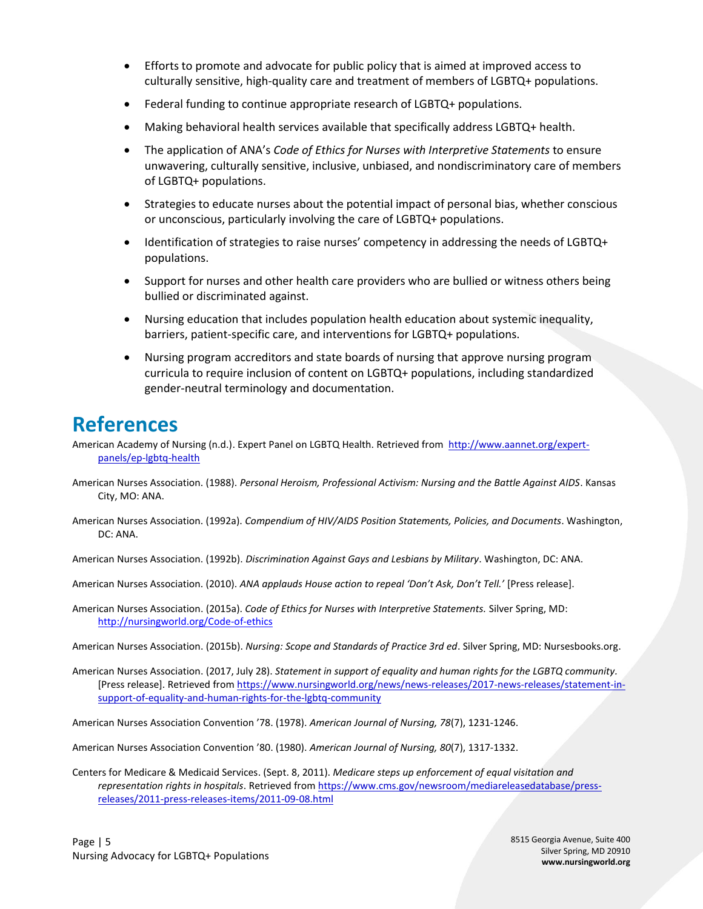- Efforts to promote and advocate for public policy that is aimed at improved access to culturally sensitive, high-quality care and treatment of members of LGBTQ+ populations.
- Federal funding to continue appropriate research of LGBTQ+ populations.
- Making behavioral health services available that specifically address LGBTQ+ health.
- The application of ANA's *Code of Ethics for Nurses with Interpretive Statements* to ensure unwavering, culturally sensitive, inclusive, unbiased, and nondiscriminatory care of members of LGBTQ+ populations.
- Strategies to educate nurses about the potential impact of personal bias, whether conscious or unconscious, particularly involving the care of LGBTQ+ populations.
- Identification of strategies to raise nurses' competency in addressing the needs of LGBTQ+ populations.
- Support for nurses and other health care providers who are bullied or witness others being bullied or discriminated against.
- Nursing education that includes population health education about systemic inequality, barriers, patient-specific care, and interventions for LGBTQ+ populations.
- Nursing program accreditors and state boards of nursing that approve nursing program curricula to require inclusion of content on LGBTQ+ populations, including standardized gender-neutral terminology and documentation.

# References

American Academy of Nursing (n.d.). Expert Panel on LGBTQ Health. Retrieved from http://www.aannet.org/expert-panels/ep-lgbtq-health

American Nurses Association. (1988). *Personal Heroism, Professional Activism: Nursing and the Battle Against AIDS*. Kansas City, MO: ANA.

American Nurses Association. (1992a). *Compendium of HIV/AIDS Position Statements, Policies, and Documents*. Washington, DC: ANA.

American Nurses Association. (1992b). *Discrimination Against Gays and Lesbians by Military*. Washington, DC: ANA.

American Nurses Association. (2010). *ANA applauds House action to repeal 'Don't Ask, Don't Tell.'* [Press release].

American Nurses Association. (2015a). *Code of Ethics for Nurses with Interpretive Statements.* Silver Spring, MD: http://nursingworld.org/Code-of-ethics

American Nurses Association. (2015b). *Nursing: Scope and Standards of Practice 3rd ed*. Silver Spring, MD: Nursesbooks.org.

American Nurses Association. (2017, July 28). *Statement in support of equality and human rights for the LGBTQ community.* [Press release]. Retrieved from https://www.nursingworld.org/news/news-releases/2017-news-releases/statement-in-support-of-equality-and-human-rights-for-the-lgbtq-community

American Nurses Association Convention '78. (1978). *American Journal of Nursing, 78*(7), 1231-1246.

American Nurses Association Convention '80. (1980). *American Journal of Nursing, 80*(7), 1317-1332.

Centers for Medicare & Medicaid Services. (Sept. 8, 2011). *Medicare steps up enforcement of equal visitation and representation rights in hospitals*. Retrieved from https://www.cms.gov/newsroom/mediareleasedatabase/press-releases/2011-press-releases-items/2011-09-08.html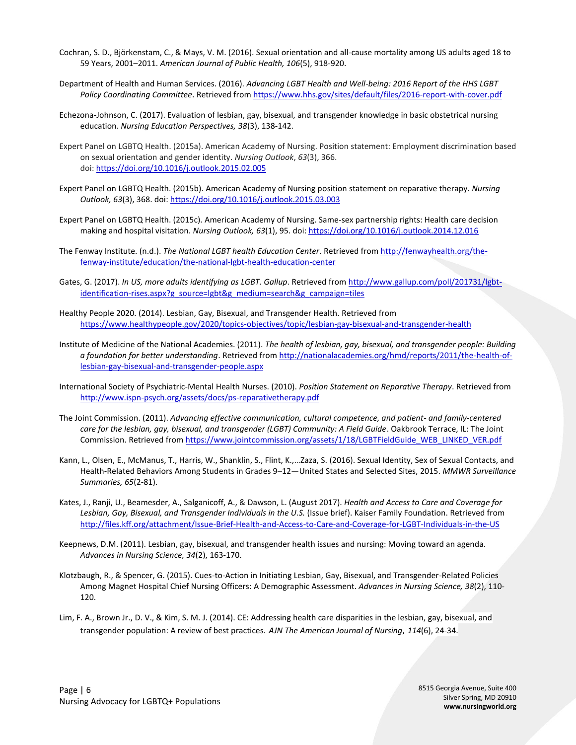Cochran, S. D., Björkenstam, C., & Mays, V. M. (2016). Sexual orientation and all-cause mortality among US adults aged 18 to 59 Years, 2001–2011. *American Journal of Public Health, 106*(5), 918-920.

Department of Health and Human Services. (2016). *Advancing LGBT Health and Well-being: 2016 Report of the HHS LGBT Policy Coordinating Committee*. Retrieved from https://www.hhs.gov/sites/default/files/2016-report-with-cover.pdf

Echezona-Johnson, C. (2017). Evaluation of lesbian, gay, bisexual, and transgender knowledge in basic obstetrical nursing education. *Nursing Education Perspectives, 38*(3), 138-142.

Expert Panel on LGBTQ Health. (2015a). American Academy of Nursing. Position statement: Employment discrimination based on sexual orientation and gender identity. *Nursing Outlook*, *63*(3), 366. doi: https://doi.org/10.1016/j.outlook.2015.02.005

Expert Panel on LGBTQ Health. (2015b). American Academy of Nursing position statement on reparative therapy. *Nursing Outlook, 63*(3), 368. doi: https://doi.org/10.1016/j.outlook.2015.03.003

Expert Panel on LGBTQ Health. (2015c). American Academy of Nursing. Same-sex partnership rights: Health care decision making and hospital visitation. *Nursing Outlook, 63*(1), 95. doi: https://doi.org/10.1016/j.outlook.2014.12.016

The Fenway Institute. (n.d.). *The National LGBT health Education Center*. Retrieved from http://fenwayhealth.org/the-fenway-institute/education/the-national-lgbt-health-education-center

Gates, G. (2017). *In US, more adults identifying as LGBT. Gallup*. Retrieved from http://www.gallup.com/poll/201731/lgbt-identification-rises.aspx?g_source=lgbt&g_medium=search&g_campaign=tiles

Healthy People 2020. (2014). Lesbian, Gay, Bisexual, and Transgender Health. Retrieved from https://www.healthypeople.gov/2020/topics-objectives/topic/lesbian-gay-bisexual-and-transgender-health

Institute of Medicine of the National Academies. (2011). *The health of lesbian, gay, bisexual, and transgender people: Building a foundation for better understanding*. Retrieved from http://nationalacademies.org/hmd/reports/2011/the-health-of-lesbian-gay-bisexual-and-transgender-people.aspx

International Society of Psychiatric-Mental Health Nurses. (2010). *Position Statement on Reparative Therapy*. Retrieved from http://www.ispn-psych.org/assets/docs/ps-reparativetherapy.pdf

The Joint Commission. (2011). *Advancing effective communication, cultural competence, and patient- and family-centered care for the lesbian, gay, bisexual, and transgender (LGBT) Community: A Field Guide*. Oakbrook Terrace, IL: The Joint Commission. Retrieved from https://www.jointcommission.org/assets/1/18/LGBTFieldGuide_WEB_LINKED_VER.pdf

Kann, L., Olsen, E., McManus, T., Harris, W., Shanklin, S., Flint, K.,…Zaza, S. (2016). Sexual Identity, Sex of Sexual Contacts, and Health-Related Behaviors Among Students in Grades 9–12—United States and Selected Sites, 2015. *MMWR Surveillance Summaries, 65*(2-81).

Kates, J., Ranji, U., Beamesder, A., Salganicoff, A., & Dawson, L. (August 2017). *Health and Access to Care and Coverage for Lesbian, Gay, Bisexual, and Transgender Individuals in the U.S.* (Issue brief). Kaiser Family Foundation. Retrieved from http://files.kff.org/attachment/Issue-Brief-Health-and-Access-to-Care-and-Coverage-for-LGBT-Individuals-in-the-US

Keepnews, D.M. (2011). Lesbian, gay, bisexual, and transgender health issues and nursing: Moving toward an agenda. *Advances in Nursing Science, 34*(2), 163-170.

Klotzbaugh, R., & Spencer, G. (2015). Cues-to-Action in Initiating Lesbian, Gay, Bisexual, and Transgender-Related Policies Among Magnet Hospital Chief Nursing Officers: A Demographic Assessment. *Advances in Nursing Science, 38*(2), 110-120.

Lim, F. A., Brown Jr., D. V., & Kim, S. M. J. (2014). CE: Addressing health care disparities in the lesbian, gay, bisexual, and transgender population: A review of best practices. *AJN The American Journal of Nursing*, *114*(6), 24-34.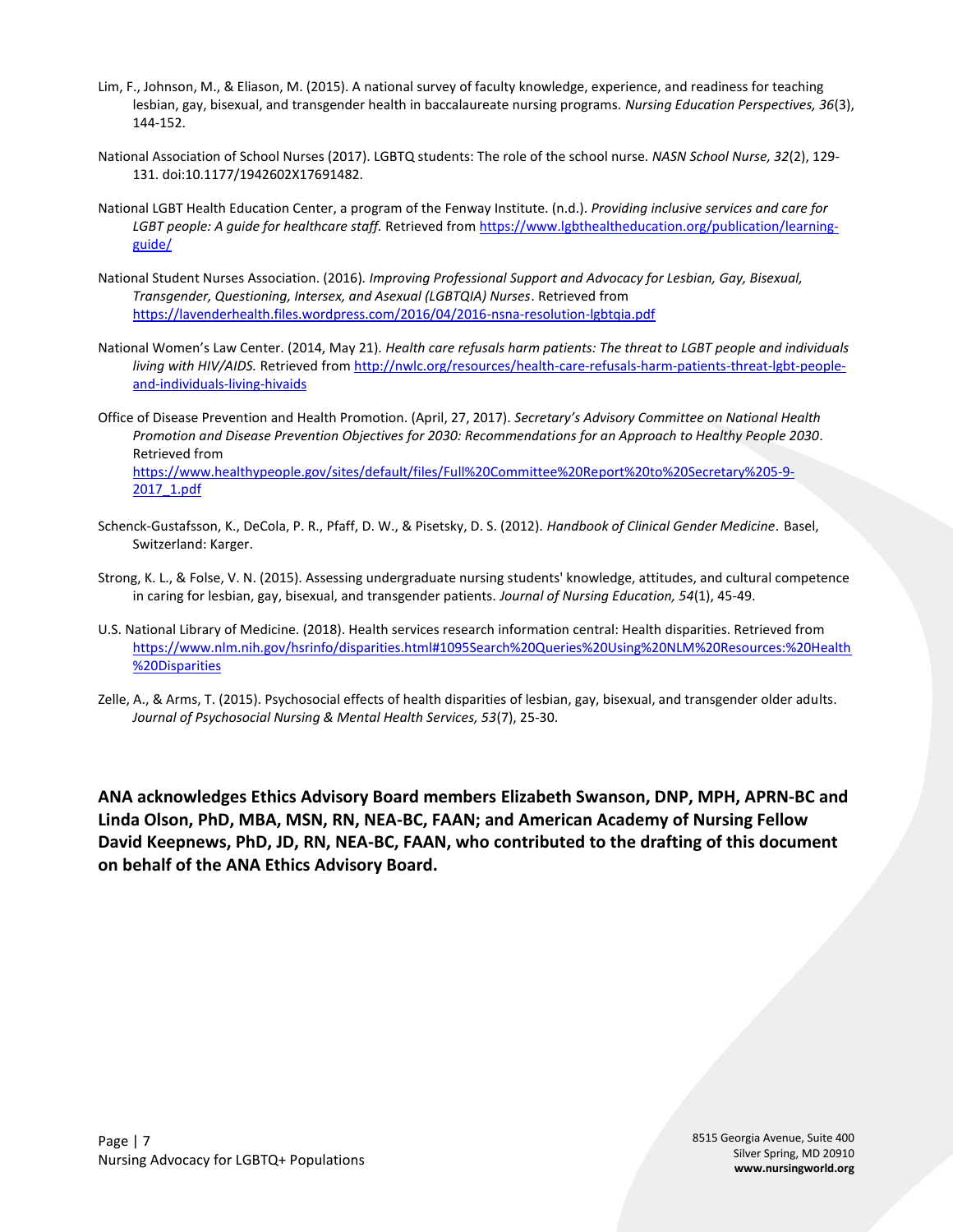Lim, F., Johnson, M., & Eliason, M. (2015). A national survey of faculty knowledge, experience, and readiness for teaching lesbian, gay, bisexual, and transgender health in baccalaureate nursing programs. *Nursing Education Perspectives, 36*(3), 144-152.

National Association of School Nurses (2017). LGBTQ students: The role of the school nurse. *NASN School Nurse, 32*(2), 129-131. doi:10.1177/1942602X17691482.

National LGBT Health Education Center, a program of the Fenway Institute. (n.d.). *Providing inclusive services and care for LGBT people: A guide for healthcare staff.* Retrieved from https://www.lgbthealtheducation.org/publication/learning-guide/

National Student Nurses Association. (2016). *Improving Professional Support and Advocacy for Lesbian, Gay, Bisexual, Transgender, Questioning, Intersex, and Asexual (LGBTQIA) Nurses*. Retrieved from https://lavenderhealth.files.wordpress.com/2016/04/2016-nsna-resolution-lgbtqia.pdf

National Women's Law Center. (2014, May 21). *Health care refusals harm patients: The threat to LGBT people and individuals living with HIV/AIDS.* Retrieved from http://nwlc.org/resources/health-care-refusals-harm-patients-threat-lgbt-people-and-individuals-living-hivaids

Office of Disease Prevention and Health Promotion. (April, 27, 2017). *Secretary's Advisory Committee on National Health Promotion and Disease Prevention Objectives for 2030: Recommendations for an Approach to Healthy People 2030*. Retrieved from https://www.healthypeople.gov/sites/default/files/Full%20Committee%20Report%20to%20Secretary%205-9-2017_1.pdf

Schenck-Gustafsson, K., DeCola, P. R., Pfaff, D. W., & Pisetsky, D. S. (2012). *Handbook of Clinical Gender Medicine*. Basel, Switzerland: Karger.

Strong, K. L., & Folse, V. N. (2015). Assessing undergraduate nursing students' knowledge, attitudes, and cultural competence in caring for lesbian, gay, bisexual, and transgender patients. *Journal of Nursing Education, 54*(1), 45-49.

U.S. National Library of Medicine. (2018). Health services research information central: Health disparities. Retrieved from https://www.nlm.nih.gov/hsrinfo/disparities.html#1095Search%20Queries%20Using%20NLM%20Resources:%20Health%20Disparities

Zelle, A., & Arms, T. (2015). Psychosocial effects of health disparities of lesbian, gay, bisexual, and transgender older adults. *Journal of Psychosocial Nursing & Mental Health Services, 53*(7), 25-30.

**ANA acknowledges Ethics Advisory Board members Elizabeth Swanson, DNP, MPH, APRN-BC and Linda Olson, PhD, MBA, MSN, RN, NEA-BC, FAAN; and American Academy of Nursing Fellow David Keepnews, PhD, JD, RN, NEA-BC, FAAN, who contributed to the drafting of this document on behalf of the ANA Ethics Advisory Board.**